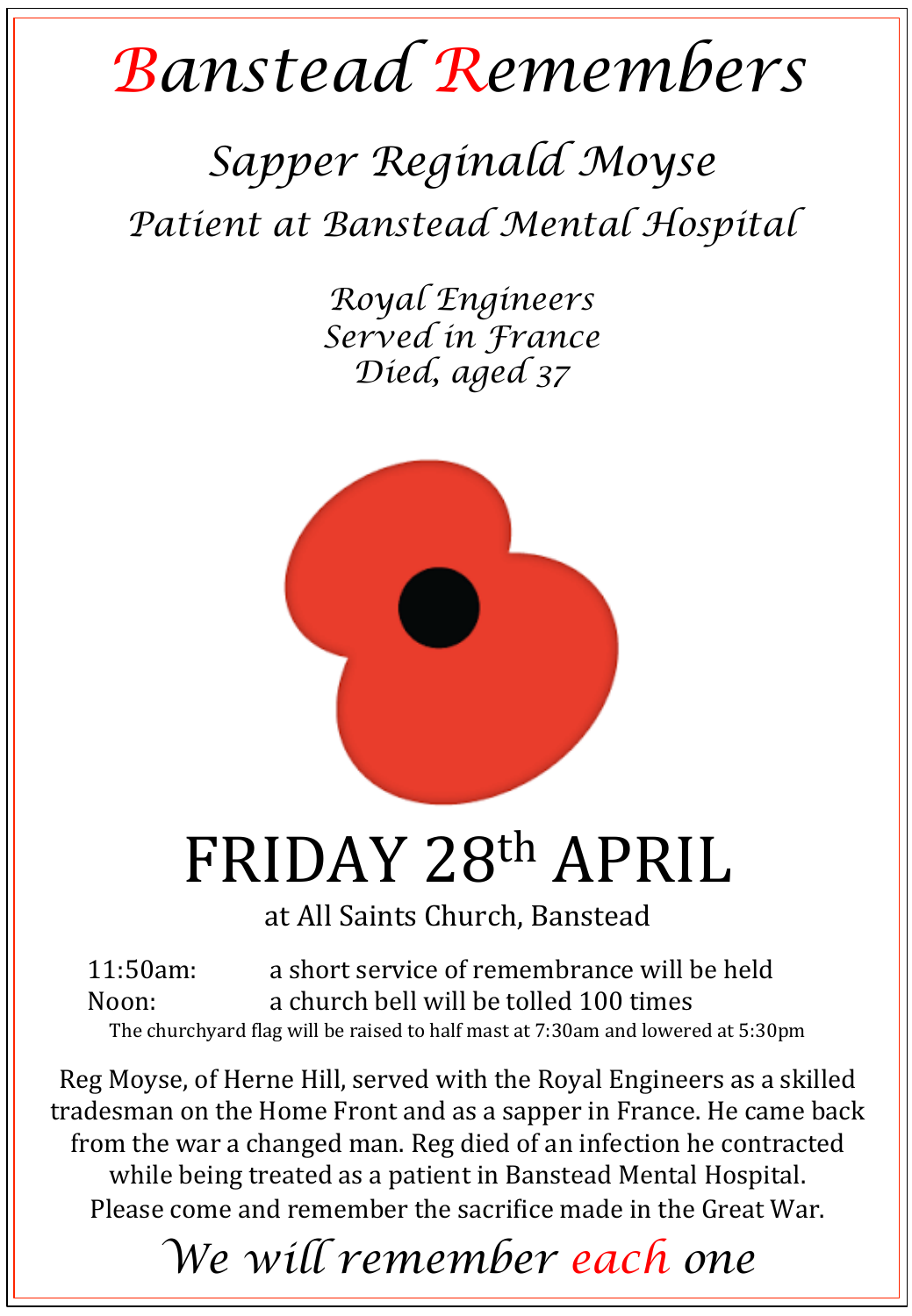# Banstead Remembers

## *Sapper Reginald Moyse*

### *Patient at Banstead Mental Hospital*

*Royal Engineers*
*Served in France*
*Died, aged 37*

# FRIDAY 28th APRIL

at All Saints Church, Banstead

11:50am: a short service of remembrance will be held
Noon: a church bell will be tolled 100 times

The churchyard flag will be raised to half mast at 7:30am and lowered at 5:30pm

Reg Moyse, of Herne Hill, served with the Royal Engineers as a skilled tradesman on the Home Front and as a sapper in France. He came back from the war a changed man. Reg died of an infection he contracted while being treated as a patient in Banstead Mental Hospital.
Please come and remember the sacrifice made in the Great War.

*We will remember each one*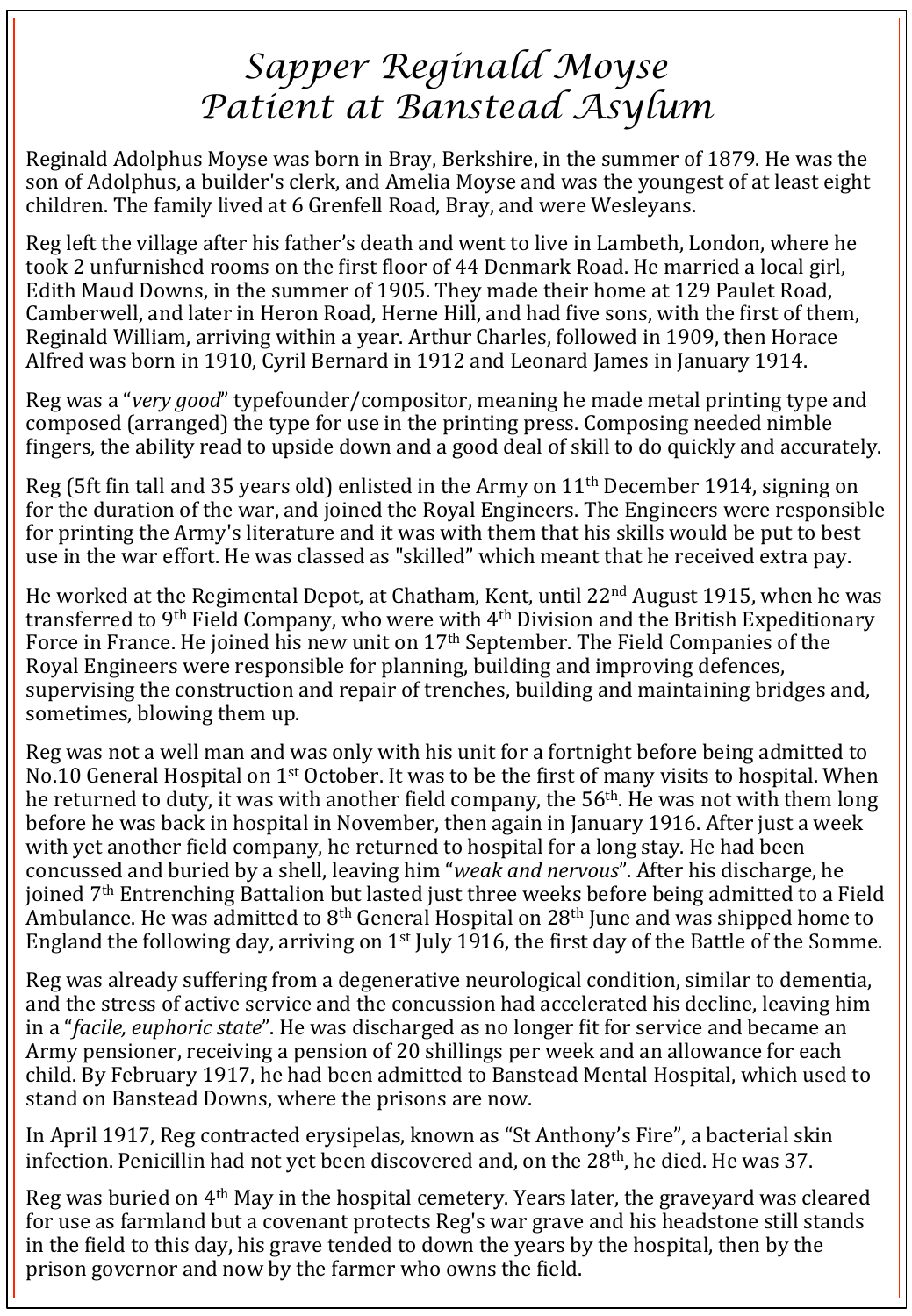# Sapper Reginald Moyse
# Patient at Banstead Asylum

Reginald Adolphus Moyse was born in Bray, Berkshire, in the summer of 1879. He was the son of Adolphus, a builder's clerk, and Amelia Moyse and was the youngest of at least eight children. The family lived at 6 Grenfell Road, Bray, and were Wesleyans.

Reg left the village after his father's death and went to live in Lambeth, London, where he took 2 unfurnished rooms on the first floor of 44 Denmark Road. He married a local girl, Edith Maud Downs, in the summer of 1905. They made their home at 129 Paulet Road, Camberwell, and later in Heron Road, Herne Hill, and had five sons, with the first of them, Reginald William, arriving within a year. Arthur Charles, followed in 1909, then Horace Alfred was born in 1910, Cyril Bernard in 1912 and Leonard James in January 1914.

Reg was a "*very good*" typefounder/compositor, meaning he made metal printing type and composed (arranged) the type for use in the printing press. Composing needed nimble fingers, the ability read to upside down and a good deal of skill to do quickly and accurately.

Reg (5ft fin tall and 35 years old) enlisted in the Army on 11th December 1914, signing on for the duration of the war, and joined the Royal Engineers. The Engineers were responsible for printing the Army's literature and it was with them that his skills would be put to best use in the war effort. He was classed as "skilled" which meant that he received extra pay.

He worked at the Regimental Depot, at Chatham, Kent, until 22nd August 1915, when he was transferred to 9th Field Company, who were with 4th Division and the British Expeditionary Force in France. He joined his new unit on 17th September. The Field Companies of the Royal Engineers were responsible for planning, building and improving defences, supervising the construction and repair of trenches, building and maintaining bridges and, sometimes, blowing them up.

Reg was not a well man and was only with his unit for a fortnight before being admitted to No.10 General Hospital on 1st October. It was to be the first of many visits to hospital. When he returned to duty, it was with another field company, the 56th. He was not with them long before he was back in hospital in November, then again in January 1916. After just a week with yet another field company, he returned to hospital for a long stay. He had been concussed and buried by a shell, leaving him "*weak and nervous*". After his discharge, he joined 7th Entrenching Battalion but lasted just three weeks before being admitted to a Field Ambulance. He was admitted to 8th General Hospital on 28th June and was shipped home to England the following day, arriving on 1st July 1916, the first day of the Battle of the Somme.

Reg was already suffering from a degenerative neurological condition, similar to dementia, and the stress of active service and the concussion had accelerated his decline, leaving him in a "*facile, euphoric state*". He was discharged as no longer fit for service and became an Army pensioner, receiving a pension of 20 shillings per week and an allowance for each child. By February 1917, he had been admitted to Banstead Mental Hospital, which used to stand on Banstead Downs, where the prisons are now.

In April 1917, Reg contracted erysipelas, known as "St Anthony's Fire", a bacterial skin infection. Penicillin had not yet been discovered and, on the 28th, he died. He was 37.

Reg was buried on 4th May in the hospital cemetery. Years later, the graveyard was cleared for use as farmland but a covenant protects Reg's war grave and his headstone still stands in the field to this day, his grave tended to down the years by the hospital, then by the prison governor and now by the farmer who owns the field.